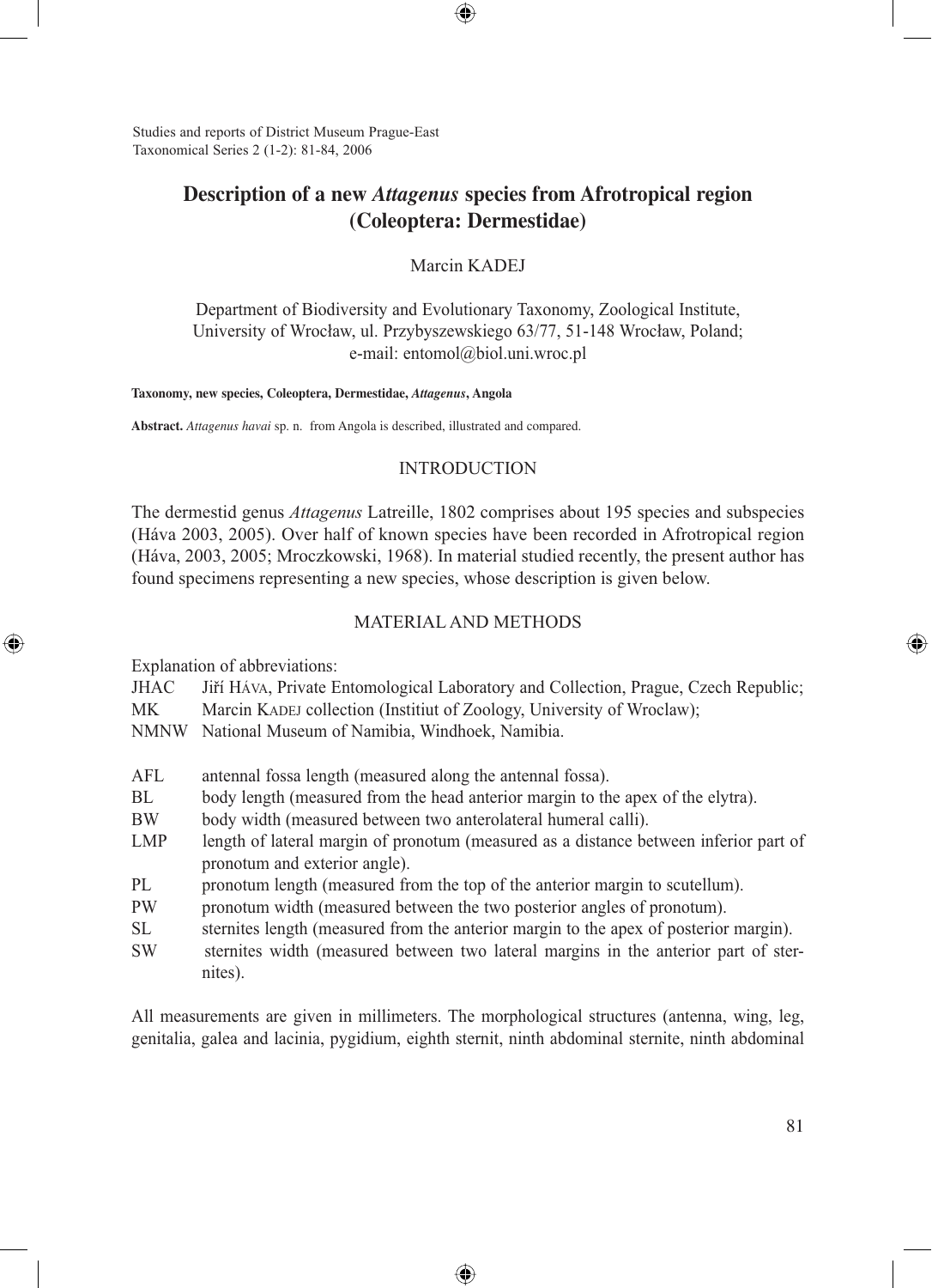Studies and reports of District Museum Prague-East
Taxonomical Series 2 (1-2): 81-84, 2006

# Description of a new *Attagenus* species from Afrotropical region (Coleoptera: Dermestidae)

Marcin KADEJ

Department of Biodiversity and Evolutionary Taxonomy, Zoological Institute, University of Wrocław, ul. Przybyszewskiego 63/77, 51-148 Wrocław, Poland; e-mail: entomol@biol.uni.wroc.pl

**Taxonomy, new species, Coleoptera, Dermestidae, *Attagenus*, Angola**

**Abstract.** *Attagenus havai* sp. n. from Angola is described, illustrated and compared.

## INTRODUCTION

The dermestid genus *Attagenus* Latreille, 1802 comprises about 195 species and subspecies (Háva 2003, 2005). Over half of known species have been recorded in Afrotropical region (Háva, 2003, 2005; Mroczkowski, 1968). In material studied recently, the present author has found specimens representing a new species, whose description is given below.

## MATERIAL AND METHODS

Explanation of abbreviations:

- JHAC Jiří Háva, Private Entomological Laboratory and Collection, Prague, Czech Republic;
- MK Marcin Kadej collection (Institiut of Zoology, University of Wroclaw);
- NMNW National Museum of Namibia, Windhoek, Namibia.

- AFL antennal fossa length (measured along the antennal fossa).
- BL body length (measured from the head anterior margin to the apex of the elytra).
- BW body width (measured between two anterolateral humeral calli).
- LMP length of lateral margin of pronotum (measured as a distance between inferior part of pronotum and exterior angle).
- PL pronotum length (measured from the top of the anterior margin to scutellum).
- PW pronotum width (measured between the two posterior angles of pronotum).
- SL sternites length (measured from the anterior margin to the apex of posterior margin).
- SW sternites width (measured between two lateral margins in the anterior part of sternites).

All measurements are given in millimeters. The morphological structures (antenna, wing, leg, genitalia, galea and lacinia, pygidium, eighth sternit, ninth abdominal sternite, ninth abdominal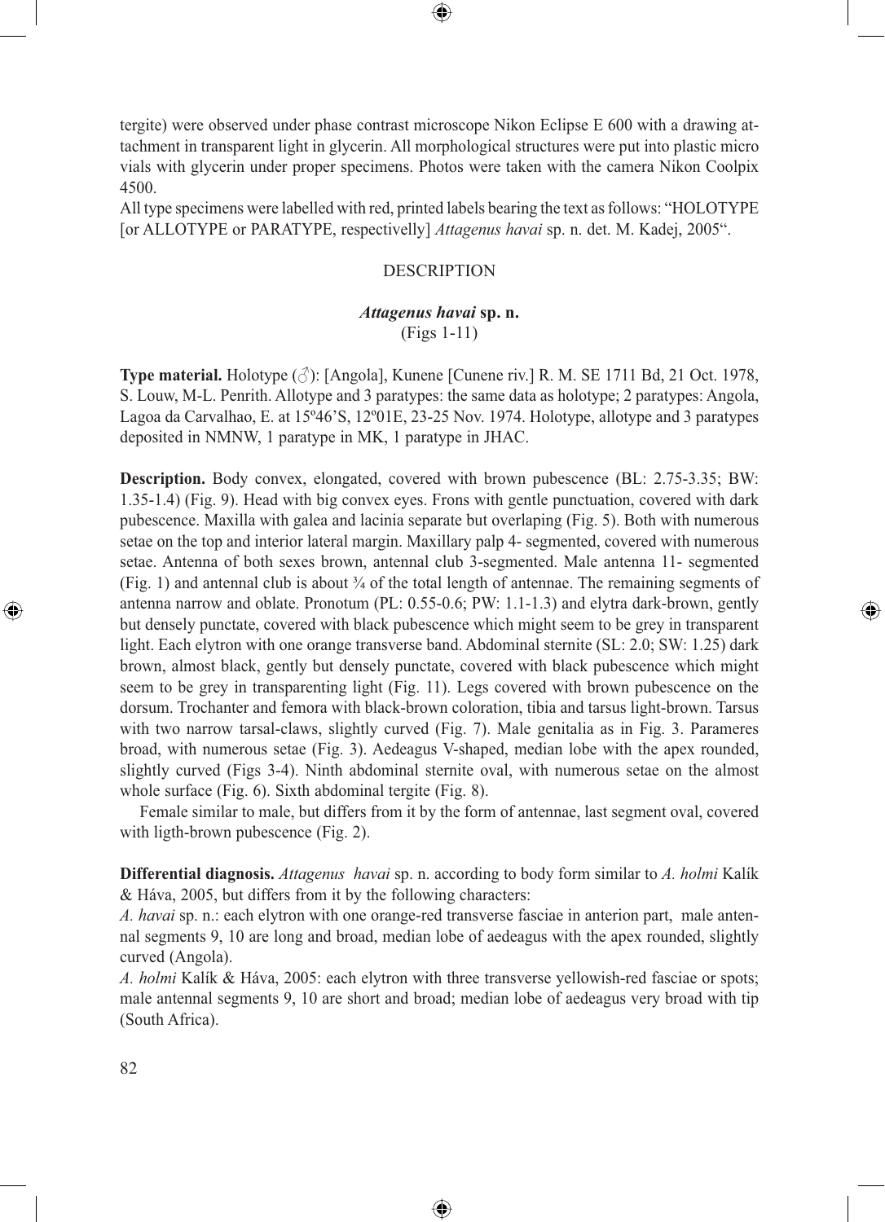tergite) were observed under phase contrast microscope Nikon Eclipse E 600 with a drawing attachment in transparent light in glycerin. All morphological structures were put into plastic micro vials with glycerin under proper specimens. Photos were taken with the camera Nikon Coolpix 4500.

All type specimens were labelled with red, printed labels bearing the text as follows: "HOLOTYPE [or ALLOTYPE or PARATYPE, respectivelly] *Attagenus havai* sp. n. det. M. Kadej, 2005".

## DESCRIPTION

### *Attagenus havai* sp. n.

(Figs 1-11)

**Type material.** Holotype (♂): [Angola], Kunene [Cunene riv.] R. M. SE 1711 Bd, 21 Oct. 1978, S. Louw, M-L. Penrith. Allotype and 3 paratypes: the same data as holotype; 2 paratypes: Angola, Lagoa da Carvalhao, E. at 15º46'S, 12º01E, 23-25 Nov. 1974. Holotype, allotype and 3 paratypes deposited in NMNW, 1 paratype in MK, 1 paratype in JHAC.

**Description.** Body convex, elongated, covered with brown pubescence (BL: 2.75-3.35; BW: 1.35-1.4) (Fig. 9). Head with big convex eyes. Frons with gentle punctuation, covered with dark pubescence. Maxilla with galea and lacinia separate but overlaping (Fig. 5). Both with numerous setae on the top and interior lateral margin. Maxillary palp 4- segmented, covered with numerous setae. Antenna of both sexes brown, antennal club 3-segmented. Male antenna 11- segmented (Fig. 1) and antennal club is about ¾ of the total length of antennae. The remaining segments of antenna narrow and oblate. Pronotum (PL: 0.55-0.6; PW: 1.1-1.3) and elytra dark-brown, gently but densely punctate, covered with black pubescence which might seem to be grey in transparent light. Each elytron with one orange transverse band. Abdominal sternite (SL: 2.0; SW: 1.25) dark brown, almost black, gently but densely punctate, covered with black pubescence which might seem to be grey in transparenting light (Fig. 11). Legs covered with brown pubescence on the dorsum. Trochanter and femora with black-brown coloration, tibia and tarsus light-brown. Tarsus with two narrow tarsal-claws, slightly curved (Fig. 7). Male genitalia as in Fig. 3. Parameres broad, with numerous setae (Fig. 3). Aedeagus V-shaped, median lobe with the apex rounded, slightly curved (Figs 3-4). Ninth abdominal sternite oval, with numerous setae on the almost whole surface (Fig. 6). Sixth abdominal tergite (Fig. 8).

Female similar to male, but differs from it by the form of antennae, last segment oval, covered with ligth-brown pubescence (Fig. 2).

**Differential diagnosis.** *Attagenus havai* sp. n. according to body form similar to *A. holmi* Kalík & Háva, 2005, but differs from it by the following characters:

*A. havai* sp. n.: each elytron with one orange-red transverse fasciae in anterion part, male antennal segments 9, 10 are long and broad, median lobe of aedeagus with the apex rounded, slightly curved (Angola).

*A. holmi* Kalík & Háva, 2005: each elytron with three transverse yellowish-red fasciae or spots; male antennal segments 9, 10 are short and broad; median lobe of aedeagus very broad with tip (South Africa).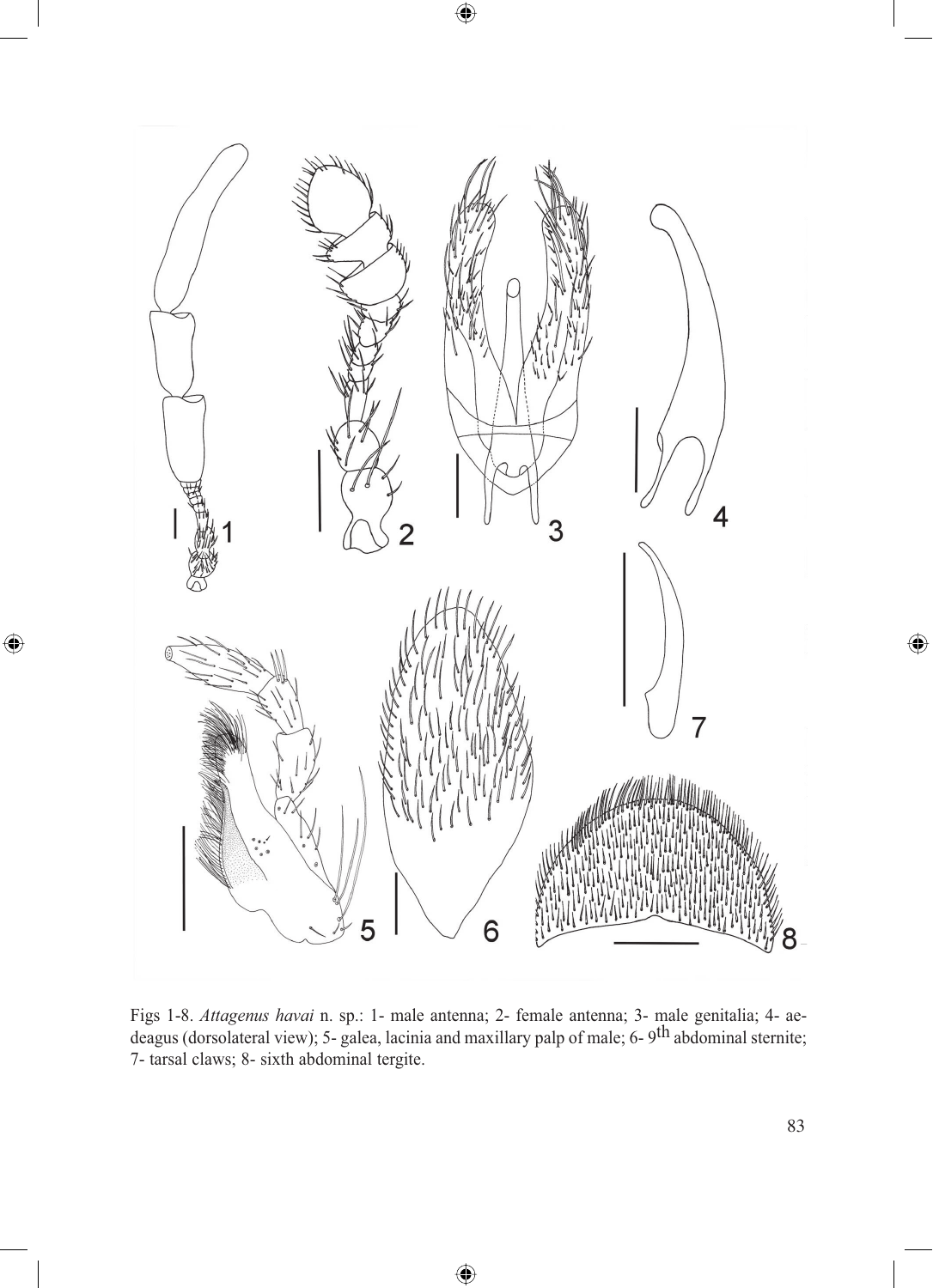Figs 1-8. *Attagenus havai* n. sp.: 1- male antenna; 2- female antenna; 3- male genitalia; 4- aedeagus (dorsolateral view); 5- galea, lacinia and maxillary palp of male; 6- 9th abdominal sternite; 7- tarsal claws; 8- sixth abdominal tergite.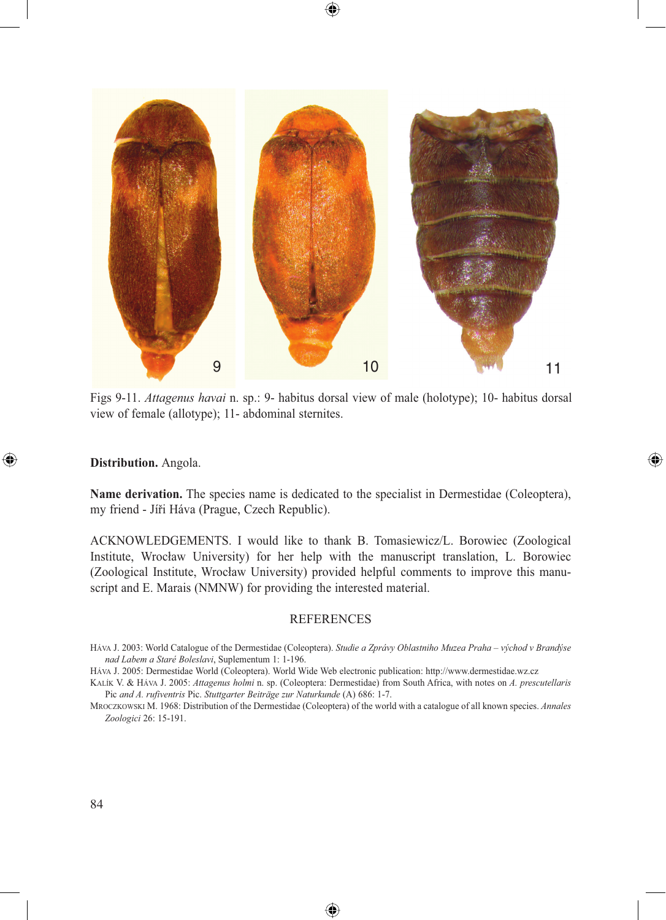Figs 9-11. *Attagenus havai* n. sp.: 9- habitus dorsal view of male (holotype); 10- habitus dorsal view of female (allotype); 11- abdominal sternites.

**Distribution.** Angola.

**Name derivation.** The species name is dedicated to the specialist in Dermestidae (Coleoptera), my friend - Jiři Háva (Prague, Czech Republic).

ACKNOWLEDGEMENTS. I would like to thank B. Tomasiewicz/L. Borowiec (Zoological Institute, Wrocław University) for her help with the manuscript translation, L. Borowiec (Zoological Institute, Wrocław University) provided helpful comments to improve this manuscript and E. Marais (NMNW) for providing the interested material.

## REFERENCES

HÁVA J. 2003: World Catalogue of the Dermestidae (Coleoptera). *Studie a Zprávy Oblastniho Muzea Praha – východ v Brandýse nad Labem a Staré Boleslavi*, Suplementum 1: 1-196.

HÁVA J. 2005: Dermestidae World (Coleoptera). World Wide Web electronic publication: http://www.dermestidae.wz.cz

KALÍK V. & HÁVA J. 2005: *Attagenus holmi* n. sp. (Coleoptera: Dermestidae) from South Africa, with notes on *A. prescutellaris* Pic *and A. rufiventris* Pic. *Stuttgarter Beiträge zur Naturkunde* (A) 686: 1-7.

MROCZKOWSKI M. 1968: Distribution of the Dermestidae (Coleoptera) of the world with a catalogue of all known species. *Annales Zoologici* 26: 15-191.